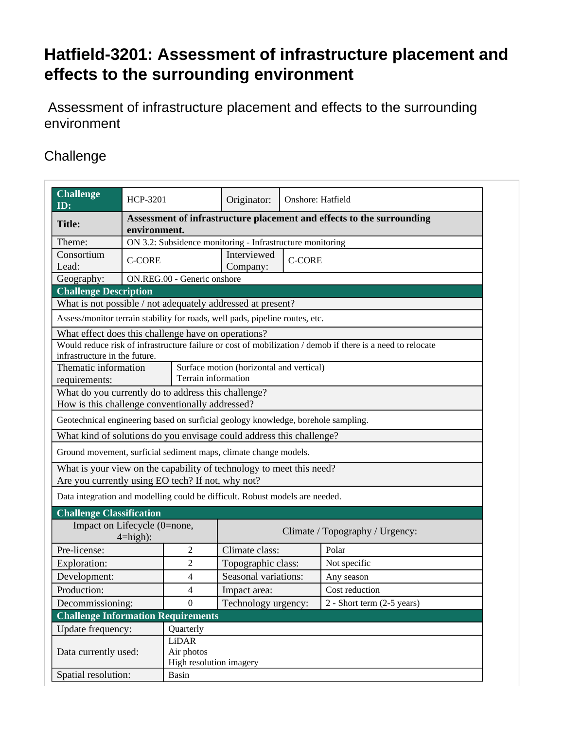# Hatfield-3201: Assessment of infrastructure placement and effects to the surrounding environment

Assessment of infrastructure placement and effects to the surrounding environment

## Challenge

| **Challenge ID:** | HCP-3201 | Originator: | Onshore: Hatfield |
|---|---|---|---|
| **Title:** | **Assessment of infrastructure placement and effects to the surrounding environment.** | | |
| Theme: | ON 3.2: Subsidence monitoring - Infrastructure monitoring | | |
| Consortium Lead: | C-CORE | Interviewed Company: | C-CORE |
| Geography: | ON.REG.00 - Generic onshore | | |
| **Challenge Description** | | | |
| What is not possible / not adequately addressed at present? | | | |
| Assess/monitor terrain stability for roads, well pads, pipeline routes, etc. | | | |
| What effect does this challenge have on operations? | | | |
| Would reduce risk of infrastructure failure or cost of mobilization / demob if there is a need to relocate infrastructure in the future. | | | |
| Thematic information requirements: | Surface motion (horizontal and vertical)<br>Terrain information | | |
| What do you currently do to address this challenge?<br>How is this challenge conventionally addressed? | | | |
| Geotechnical engineering based on surficial geology knowledge, borehole sampling. | | | |
| What kind of solutions do you envisage could address this challenge? | | | |
| Ground movement, surficial sediment maps, climate change models. | | | |
| What is your view on the capability of technology to meet this need?<br>Are you currently using EO tech? If not, why not? | | | |
| Data integration and modelling could be difficult. Robust models are needed. | | | |
| **Challenge Classification** | | | |
| Impact on Lifecycle (0=none, 4=high): | | Climate / Topography / Urgency: | |
| Pre-license: | 2 | Climate class: | Polar |
| Exploration: | 2 | Topographic class: | Not specific |
| Development: | 4 | Seasonal variations: | Any season |
| Production: | 4 | Impact area: | Cost reduction |
| Decommissioning: | 0 | Technology urgency: | 2 - Short term (2-5 years) |
| **Challenge Information Requirements** | | | |
| Update frequency: | Quarterly | | |
| Data currently used: | LiDAR<br>Air photos<br>High resolution imagery | | |
| Spatial resolution: | Basin | | |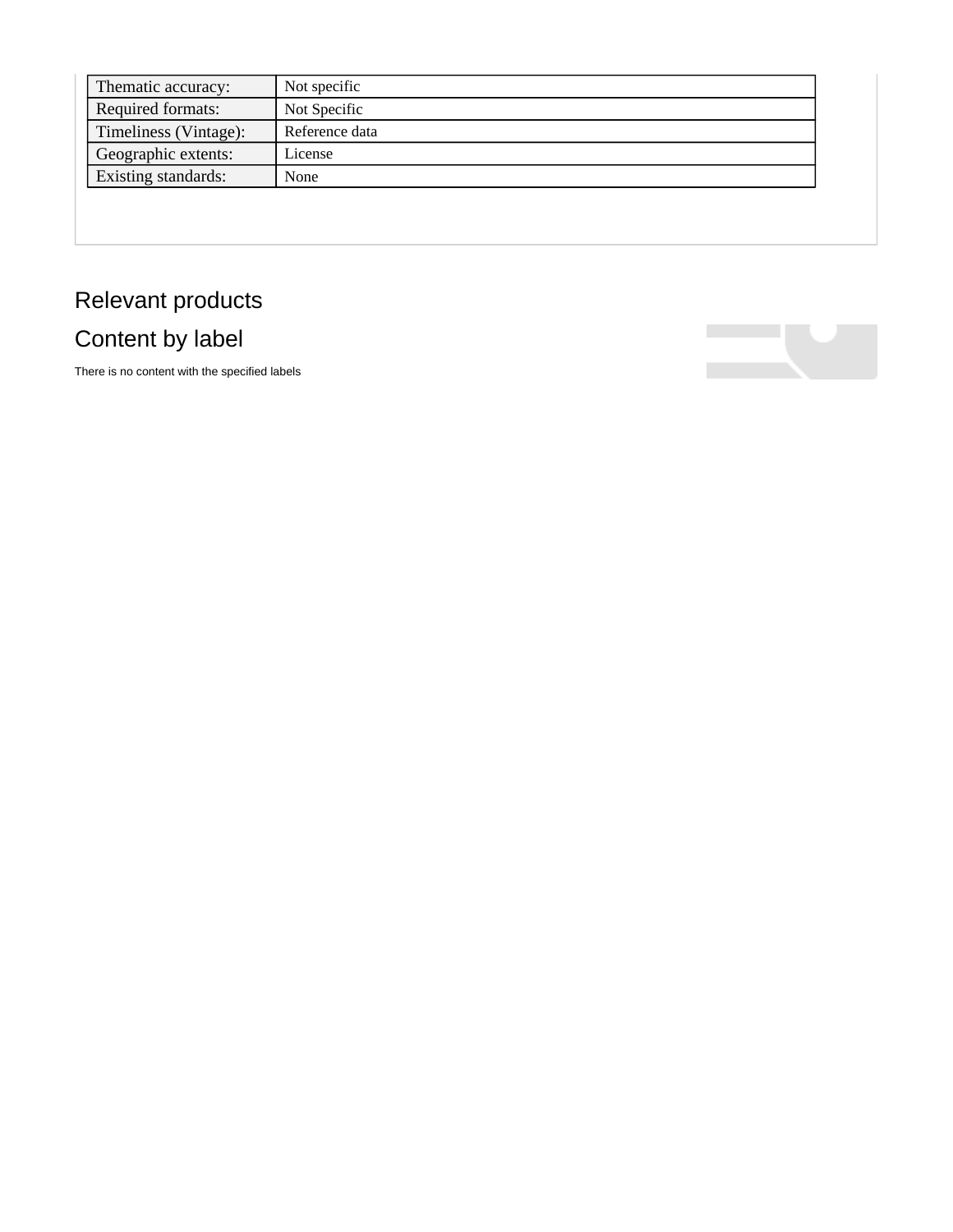| | |
|---|---|
| Thematic accuracy: | Not specific |
| Required formats: | Not Specific |
| Timeliness (Vintage): | Reference data |
| Geographic extents: | License |
| Existing standards: | None |

## Relevant products

## Content by label

There is no content with the specified labels